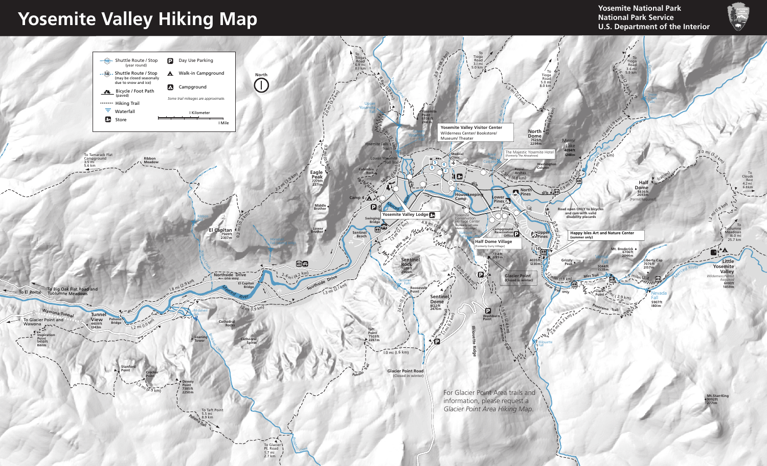# Yosemite Valley Hiking Map

Yosemite National Park
National Park Service
U.S. Department of the Interior

## Legend

- Shuttle Route / Stop (year round)
- Shuttle Route / Stop (may be closed seasonally due to snow and ice)
- Bicycle / Foot Path (paved)
- Hiking Trail
- Waterfall
- Store
- Day Use Parking
- Walk-in Campground
- Campground

*Some trail mileages are approximate.*

1 Kilometer
1 Mile

North

Yosemite Valley Visitor Center
Wilderness Center/ Bookstore/ Museum/ Theater

The Majestic Yosemite Hotel
(Formerly The Ahwahnee)

Yosemite Valley Lodge

Half Dome Village
(Formerly Curry Village)

Happy Isles Art and Nature Center
(summer only)

Road open ONLY to bicycles and cars with valid disability placards

Glacier Point
(Closed in winter)

Glacier Point Road
(Closed in winter)

For Glacier Point Area trails and information, please request a *Glacier Point Area Hiking Map.*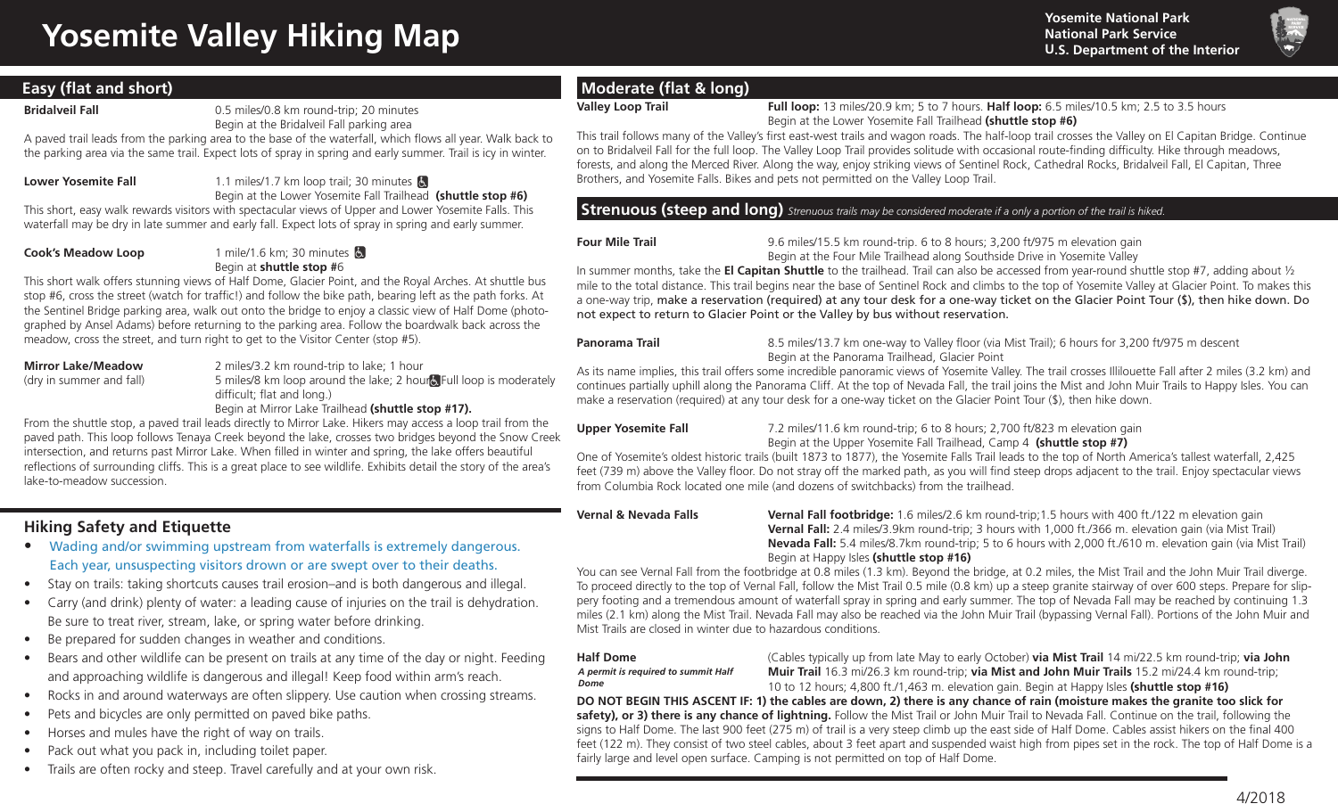# Yosemite Valley Hiking Map

Yosemite National Park
National Park Service
U.S. Department of the Interior

## Easy (flat and short)

**Bridalveil Fall**

0.5 miles/0.8 km round-trip; 20 minutes
Begin at the Bridalveil Fall parking area

A paved trail leads from the parking area to the base of the waterfall, which flows all year. Walk back to the parking area via the same trail. Expect lots of spray in spring and early summer. Trail is icy in winter.

**Lower Yosemite Fall**

1.1 miles/1.7 km loop trail; 30 minutes ♿
Begin at the Lower Yosemite Fall Trailhead **(shuttle stop #6)**

This short, easy walk rewards visitors with spectacular views of Upper and Lower Yosemite Falls. This waterfall may be dry in late summer and early fall. Expect lots of spray in spring and early summer.

**Cook's Meadow Loop**

1 mile/1.6 km; 30 minutes ♿
Begin at **shuttle stop #**6

This short walk offers stunning views of Half Dome, Glacier Point, and the Royal Arches. At shuttle bus stop #6, cross the street (watch for traffic!) and follow the bike path, bearing left as the path forks. At the Sentinel Bridge parking area, walk out onto the bridge to enjoy a classic view of Half Dome (photographed by Ansel Adams) before returning to the parking area. Follow the boardwalk back across the meadow, cross the street, and turn right to get to the Visitor Center (stop #5).

**Mirror Lake/Meadow**
(dry in summer and fall)

2 miles/3.2 km round-trip to lake; 1 hour
5 miles/8 km loop around the lake; 2 hours ♿ (Full loop is moderately difficult; flat and long.)
Begin at Mirror Lake Trailhead **(shuttle stop #17).**

From the shuttle stop, a paved trail leads directly to Mirror Lake. Hikers may access a loop trail from the paved path. This loop follows Tenaya Creek beyond the lake, crosses two bridges beyond the Snow Creek intersection, and returns past Mirror Lake. When filled in winter and spring, the lake offers beautiful reflections of surrounding cliffs. This is a great place to see wildlife. Exhibits detail the story of the area's lake-to-meadow succession.

## Hiking Safety and Etiquette

- Wading and/or swimming upstream from waterfalls is extremely dangerous. Each year, unsuspecting visitors drown or are swept over to their deaths.
- Stay on trails: taking shortcuts causes trail erosion–and is both dangerous and illegal.
- Carry (and drink) plenty of water: a leading cause of injuries on the trail is dehydration. Be sure to treat river, stream, lake, or spring water before drinking.
- Be prepared for sudden changes in weather and conditions.
- Bears and other wildlife can be present on trails at any time of the day or night. Feeding and approaching wildlife is dangerous and illegal! Keep food within arm's reach.
- Rocks in and around waterways are often slippery. Use caution when crossing streams.
- Pets and bicycles are only permitted on paved bike paths.
- Horses and mules have the right of way on trails.
- Pack out what you pack in, including toilet paper.
- Trails are often rocky and steep. Travel carefully and at your own risk.

## Moderate (flat & long)

**Valley Loop Trail**

**Full loop:** 13 miles/20.9 km; 5 to 7 hours. **Half loop:** 6.5 miles/10.5 km; 2.5 to 3.5 hours
Begin at the Lower Yosemite Fall Trailhead **(shuttle stop #6)**

This trail follows many of the Valley's first east-west trails and wagon roads. The half-loop trail crosses the Valley on El Capitan Bridge. Continue on to Bridalveil Fall for the full loop. The Valley Loop Trail provides solitude with occasional route-finding difficulty. Hike through meadows, forests, and along the Merced River. Along the way, enjoy striking views of Sentinel Rock, Cathedral Rocks, Bridalveil Fall, El Capitan, Three Brothers, and Yosemite Falls. Bikes and pets not permitted on the Valley Loop Trail.

## Strenuous (steep and long)

*Strenuous trails may be considered moderate if a only a portion of the trail is hiked.*

**Four Mile Trail**

9.6 miles/15.5 km round-trip. 6 to 8 hours; 3,200 ft/975 m elevation gain
Begin at the Four Mile Trailhead along Southside Drive in Yosemite Valley

In summer months, take the **El Capitan Shuttle** to the trailhead. Trail can also be accessed from year-round shuttle stop #7, adding about ½ mile to the total distance. This trail begins near the base of Sentinel Rock and climbs to the top of Yosemite Valley at Glacier Point. To makes this a one-way trip, make a reservation (required) at any tour desk for a one-way ticket on the Glacier Point Tour ($), then hike down. Do not expect to return to Glacier Point or the Valley by bus without reservation.

**Panorama Trail**

8.5 miles/13.7 km one-way to Valley floor (via Mist Trail); 6 hours for 3,200 ft/975 m descent
Begin at the Panorama Trailhead, Glacier Point

As its name implies, this trail offers some incredible panoramic views of Yosemite Valley. The trail crosses Illilouette Fall after 2 miles (3.2 km) and continues partially uphill along the Panorama Cliff. At the top of Nevada Fall, the trail joins the Mist and John Muir Trails to Happy Isles. You can make a reservation (required) at any tour desk for a one-way ticket on the Glacier Point Tour ($), then hike down.

**Upper Yosemite Fall**

7.2 miles/11.6 km round-trip; 6 to 8 hours; 2,700 ft/823 m elevation gain
Begin at the Upper Yosemite Fall Trailhead, Camp 4 **(shuttle stop #7)**

One of Yosemite's oldest historic trails (built 1873 to 1877), the Yosemite Falls Trail leads to the top of North America's tallest waterfall, 2,425 feet (739 m) above the Valley floor. Do not stray off the marked path, as you will find steep drops adjacent to the trail. Enjoy spectacular views from Columbia Rock located one mile (and dozens of switchbacks) from the trailhead.

**Vernal & Nevada Falls**

**Vernal Fall footbridge:** 1.6 miles/2.6 km round-trip;1.5 hours with 400 ft./122 m elevation gain
**Vernal Fall:** 2.4 miles/3.9km round-trip; 3 hours with 1,000 ft./366 m. elevation gain (via Mist Trail)
**Nevada Fall:** 5.4 miles/8.7km round-trip; 5 to 6 hours with 2,000 ft./610 m. elevation gain (via Mist Trail)
Begin at Happy Isles **(shuttle stop #16)**

You can see Vernal Fall from the footbridge at 0.8 miles (1.3 km). Beyond the bridge, at 0.2 miles, the Mist Trail and the John Muir Trail diverge. To proceed directly to the top of Vernal Fall, follow the Mist Trail 0.5 mile (0.8 km) up a steep granite stairway of over 600 steps. Prepare for slippery footing and a tremendous amount of waterfall spray in spring and early summer. The top of Nevada Fall may be reached by continuing 1.3 miles (2.1 km) along the Mist Trail. Nevada Fall may also be reached via the John Muir Trail (bypassing Vernal Fall). Portions of the John Muir and Mist Trails are closed in winter due to hazardous conditions.

**Half Dome**
***A permit is required to summit Half Dome***

(Cables typically up from late May to early October) **via Mist Trail** 14 mi/22.5 km round-trip; **via John Muir Trail** 16.3 mi/26.3 km round-trip; **via Mist and John Muir Trails** 15.2 mi/24.4 km round-trip; 10 to 12 hours; 4,800 ft./1,463 m. elevation gain. Begin at Happy Isles **(shuttle stop #16)**

**DO NOT BEGIN THIS ASCENT IF: 1) the cables are down, 2) there is any chance of rain (moisture makes the granite too slick for safety), or 3) there is any chance of lightning.** Follow the Mist Trail or John Muir Trail to Nevada Fall. Continue on the trail, following the signs to Half Dome. The last 900 feet (275 m) of trail is a very steep climb up the east side of Half Dome. Cables assist hikers on the final 400 feet (122 m). They consist of two steel cables, about 3 feet apart and suspended waist high from pipes set in the rock. The top of Half Dome is a fairly large and level open surface. Camping is not permitted on top of Half Dome.

4/2018